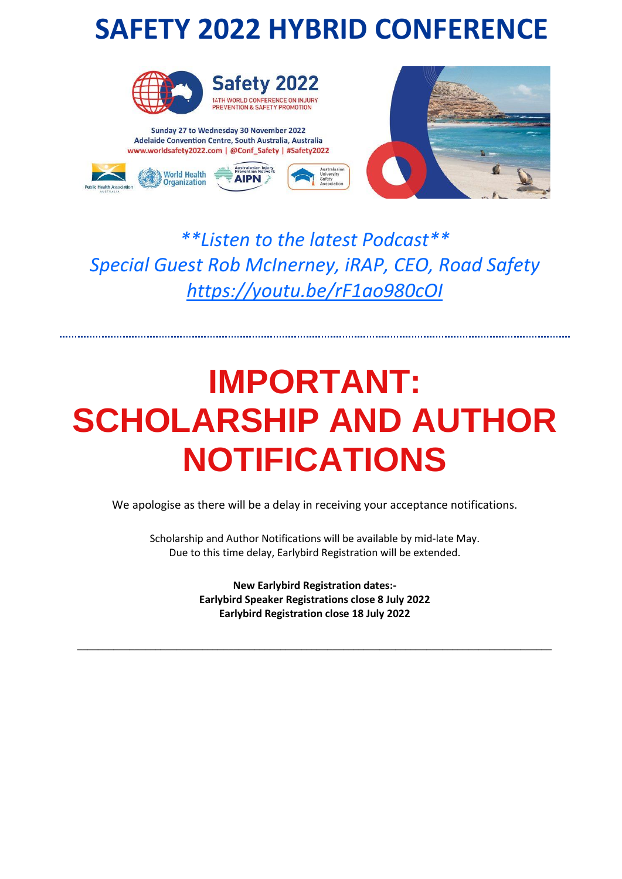# SAFETY 2022 HYBRID CONFERENCE

Safety 2022
14TH WORLD CONFERENCE ON INJURY PREVENTION & SAFETY PROMOTION

Sunday 27 to Wednesday 30 November 2022
Adelaide Convention Centre, South Australia, Australia
www.worldsafety2022.com | @Conf_Safety | #Safety2022

*\*\*Listen to the latest Podcast\*\**
*Special Guest Rob McInerney, iRAP, CEO, Road Safety*
*https://youtu.be/rF1ao980cOI*

---

# IMPORTANT: SCHOLARSHIP AND AUTHOR NOTIFICATIONS

We apologise as there will be a delay in receiving your acceptance notifications.

Scholarship and Author Notifications will be available by mid-late May.
Due to this time delay, Earlybird Registration will be extended.

**New Earlybird Registration dates:-**
**Earlybird Speaker Registrations close 8 July 2022**
**Earlybird Registration close 18 July 2022**

---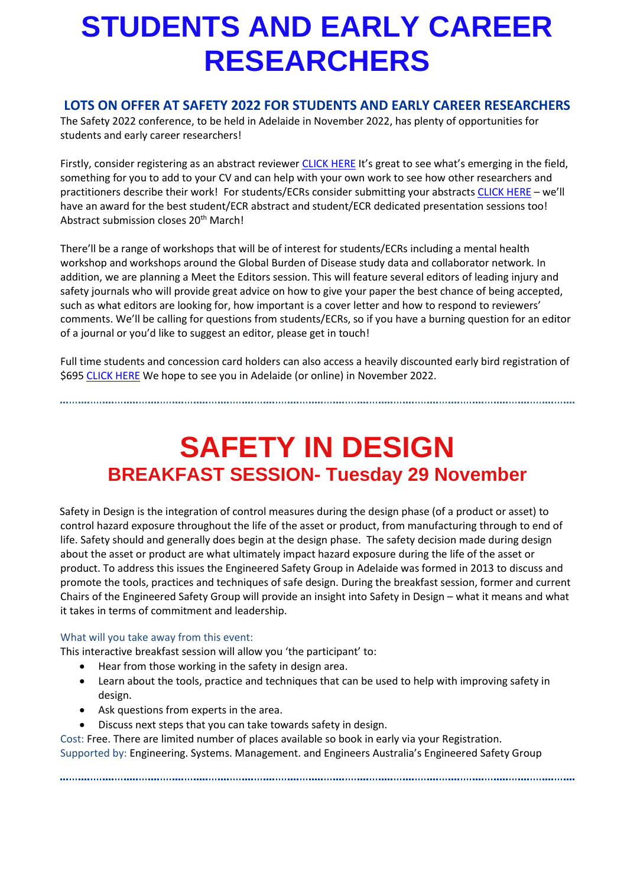# STUDENTS AND EARLY CAREER RESEARCHERS

## LOTS ON OFFER AT SAFETY 2022 FOR STUDENTS AND EARLY CAREER RESEARCHERS

The Safety 2022 conference, to be held in Adelaide in November 2022, has plenty of opportunities for students and early career researchers!

Firstly, consider registering as an abstract reviewer CLICK HERE It's great to see what's emerging in the field, something for you to add to your CV and can help with your own work to see how other researchers and practitioners describe their work! For students/ECRs consider submitting your abstracts CLICK HERE – we'll have an award for the best student/ECR abstract and student/ECR dedicated presentation sessions too! Abstract submission closes 20th March!

There'll be a range of workshops that will be of interest for students/ECRs including a mental health workshop and workshops around the Global Burden of Disease study data and collaborator network. In addition, we are planning a Meet the Editors session. This will feature several editors of leading injury and safety journals who will provide great advice on how to give your paper the best chance of being accepted, such as what editors are looking for, how important is a cover letter and how to respond to reviewers' comments. We'll be calling for questions from students/ECRs, so if you have a burning question for an editor of a journal or you'd like to suggest an editor, please get in touch!

Full time students and concession card holders can also access a heavily discounted early bird registration of $695 CLICK HERE We hope to see you in Adelaide (or online) in November 2022.

---

# SAFETY IN DESIGN

## BREAKFAST SESSION- Tuesday 29 November

Safety in Design is the integration of control measures during the design phase (of a product or asset) to control hazard exposure throughout the life of the asset or product, from manufacturing through to end of life. Safety should and generally does begin at the design phase. The safety decision made during design about the asset or product are what ultimately impact hazard exposure during the life of the asset or product. To address this issues the Engineered Safety Group in Adelaide was formed in 2013 to discuss and promote the tools, practices and techniques of safe design. During the breakfast session, former and current Chairs of the Engineered Safety Group will provide an insight into Safety in Design – what it means and what it takes in terms of commitment and leadership.

What will you take away from this event:

This interactive breakfast session will allow you 'the participant' to:

- Hear from those working in the safety in design area.
- Learn about the tools, practice and techniques that can be used to help with improving safety in design.
- Ask questions from experts in the area.
- Discuss next steps that you can take towards safety in design.

Cost: Free. There are limited number of places available so book in early via your Registration.

Supported by: Engineering. Systems. Management. and Engineers Australia's Engineered Safety Group

---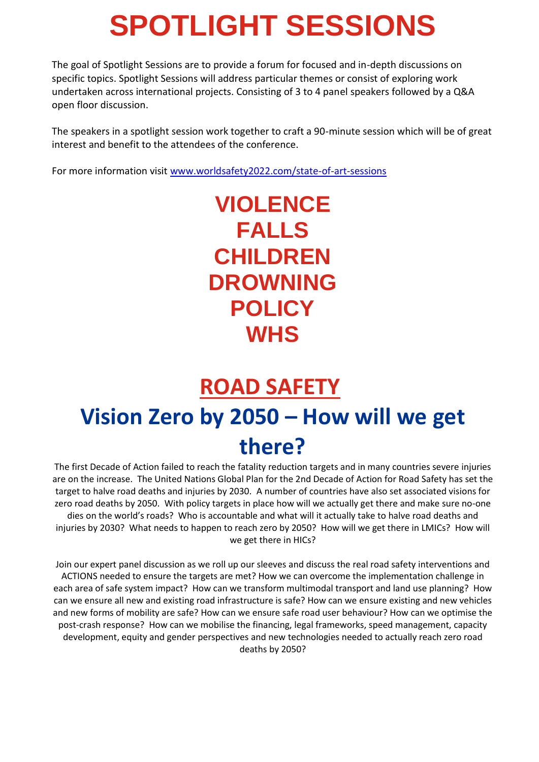# SPOTLIGHT SESSIONS

The goal of Spotlight Sessions are to provide a forum for focused and in-depth discussions on specific topics. Spotlight Sessions will address particular themes or consist of exploring work undertaken across international projects. Consisting of 3 to 4 panel speakers followed by a Q&A open floor discussion.

The speakers in a spotlight session work together to craft a 90-minute session which will be of great interest and benefit to the attendees of the conference.

For more information visit [www.worldsafety2022.com/state-of-art-sessions](http://www.worldsafety2022.com/state-of-art-sessions)

## VIOLENCE
## FALLS
## CHILDREN
## DROWNING
## POLICY
## WHS

## ROAD SAFETY

## Vision Zero by 2050 – How will we get there?

The first Decade of Action failed to reach the fatality reduction targets and in many countries severe injuries are on the increase. The United Nations Global Plan for the 2nd Decade of Action for Road Safety has set the target to halve road deaths and injuries by 2030. A number of countries have also set associated visions for zero road deaths by 2050. With policy targets in place how will we actually get there and make sure no-one dies on the world's roads? Who is accountable and what will it actually take to halve road deaths and injuries by 2030? What needs to happen to reach zero by 2050? How will we get there in LMICs? How will we get there in HICs?

Join our expert panel discussion as we roll up our sleeves and discuss the real road safety interventions and ACTIONS needed to ensure the targets are met? How we can overcome the implementation challenge in each area of safe system impact? How can we transform multimodal transport and land use planning? How can we ensure all new and existing road infrastructure is safe? How can we ensure existing and new vehicles and new forms of mobility are safe? How can we ensure safe road user behaviour? How can we optimise the post-crash response? How can we mobilise the financing, legal frameworks, speed management, capacity development, equity and gender perspectives and new technologies needed to actually reach zero road deaths by 2050?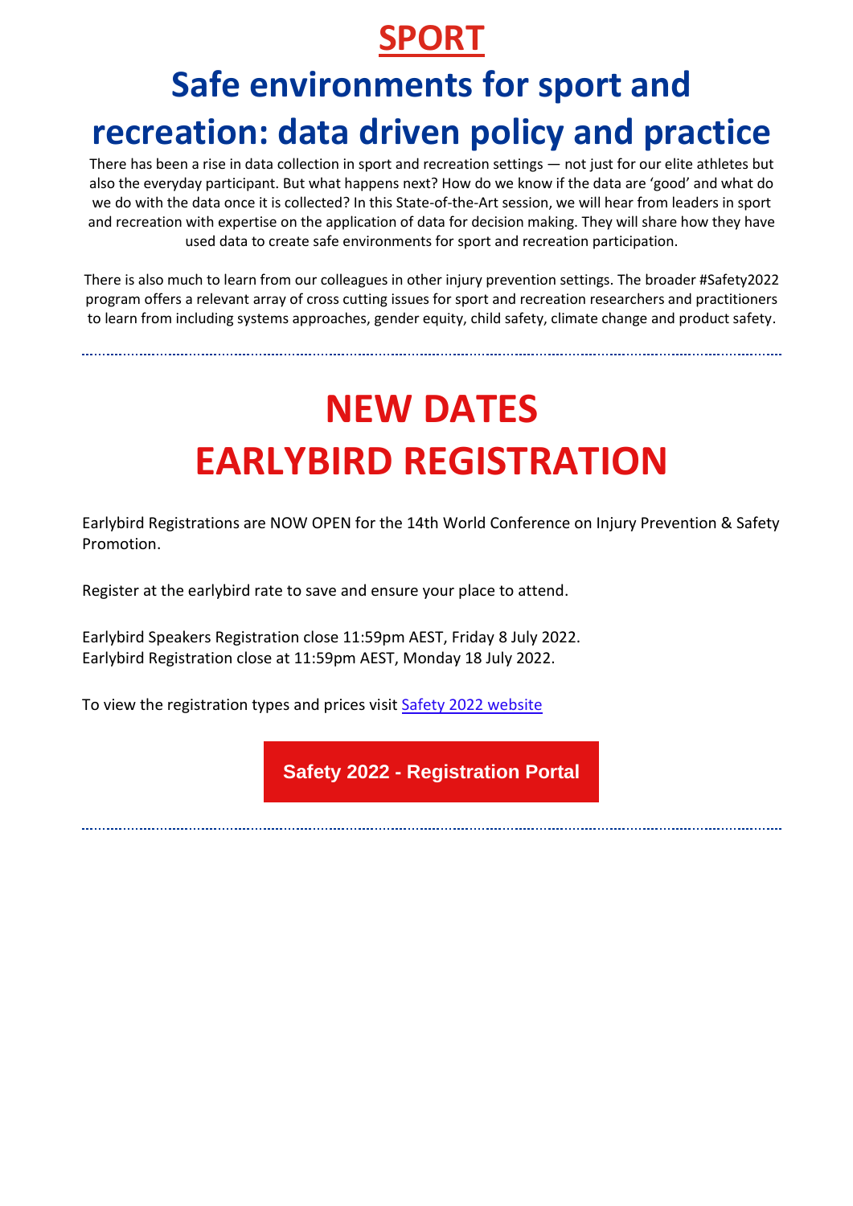# SPORT

## Safe environments for sport and recreation: data driven policy and practice

There has been a rise in data collection in sport and recreation settings — not just for our elite athletes but also the everyday participant. But what happens next? How do we know if the data are 'good' and what do we do with the data once it is collected? In this State-of-the-Art session, we will hear from leaders in sport and recreation with expertise on the application of data for decision making. They will share how they have used data to create safe environments for sport and recreation participation.

There is also much to learn from our colleagues in other injury prevention settings. The broader #Safety2022 program offers a relevant array of cross cutting issues for sport and recreation researchers and practitioners to learn from including systems approaches, gender equity, child safety, climate change and product safety.

---

# NEW DATES
# EARLYBIRD REGISTRATION

Earlybird Registrations are NOW OPEN for the 14th World Conference on Injury Prevention & Safety Promotion.

Register at the earlybird rate to save and ensure your place to attend.

Earlybird Speakers Registration close 11:59pm AEST, Friday 8 July 2022.
Earlybird Registration close at 11:59pm AEST, Monday 18 July 2022.

To view the registration types and prices visit Safety 2022 website

**Safety 2022 - Registration Portal**

---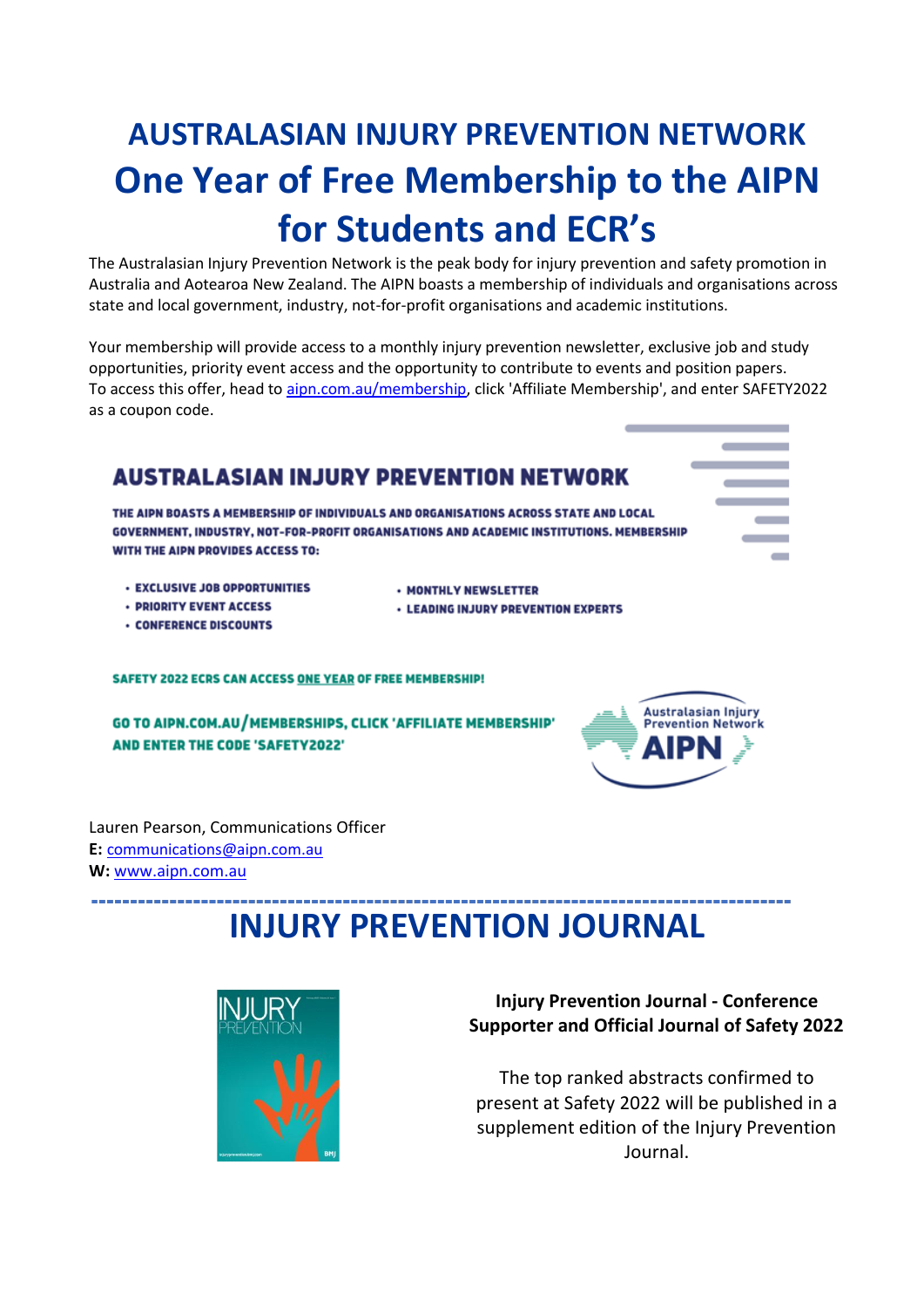# AUSTRALASIAN INJURY PREVENTION NETWORK

## One Year of Free Membership to the AIPN for Students and ECR's

The Australasian Injury Prevention Network is the peak body for injury prevention and safety promotion in Australia and Aotearoa New Zealand. The AIPN boasts a membership of individuals and organisations across state and local government, industry, not-for-profit organisations and academic institutions.

Your membership will provide access to a monthly injury prevention newsletter, exclusive job and study opportunities, priority event access and the opportunity to contribute to events and position papers. To access this offer, head to aipn.com.au/membership, click 'Affiliate Membership', and enter SAFETY2022 as a coupon code.

### AUSTRALASIAN INJURY PREVENTION NETWORK

THE AIPN BOASTS A MEMBERSHIP OF INDIVIDUALS AND ORGANISATIONS ACROSS STATE AND LOCAL GOVERNMENT, INDUSTRY, NOT-FOR-PROFIT ORGANISATIONS AND ACADEMIC INSTITUTIONS. MEMBERSHIP WITH THE AIPN PROVIDES ACCESS TO:

- EXCLUSIVE JOB OPPORTUNITIES
- PRIORITY EVENT ACCESS
- CONFERENCE DISCOUNTS
- MONTHLY NEWSLETTER
- LEADING INJURY PREVENTION EXPERTS

SAFETY 2022 ECRS CAN ACCESS ONE YEAR OF FREE MEMBERSHIP!

GO TO AIPN.COM.AU/MEMBERSHIPS, CLICK 'AFFILIATE MEMBERSHIP' AND ENTER THE CODE 'SAFETY2022'

Australasian Injury Prevention Network AIPN

Lauren Pearson, Communications Officer
**E:** communications@aipn.com.au
**W:** www.aipn.com.au

---

# INJURY PREVENTION JOURNAL

**Injury Prevention Journal - Conference Supporter and Official Journal of Safety 2022**

The top ranked abstracts confirmed to present at Safety 2022 will be published in a supplement edition of the Injury Prevention Journal.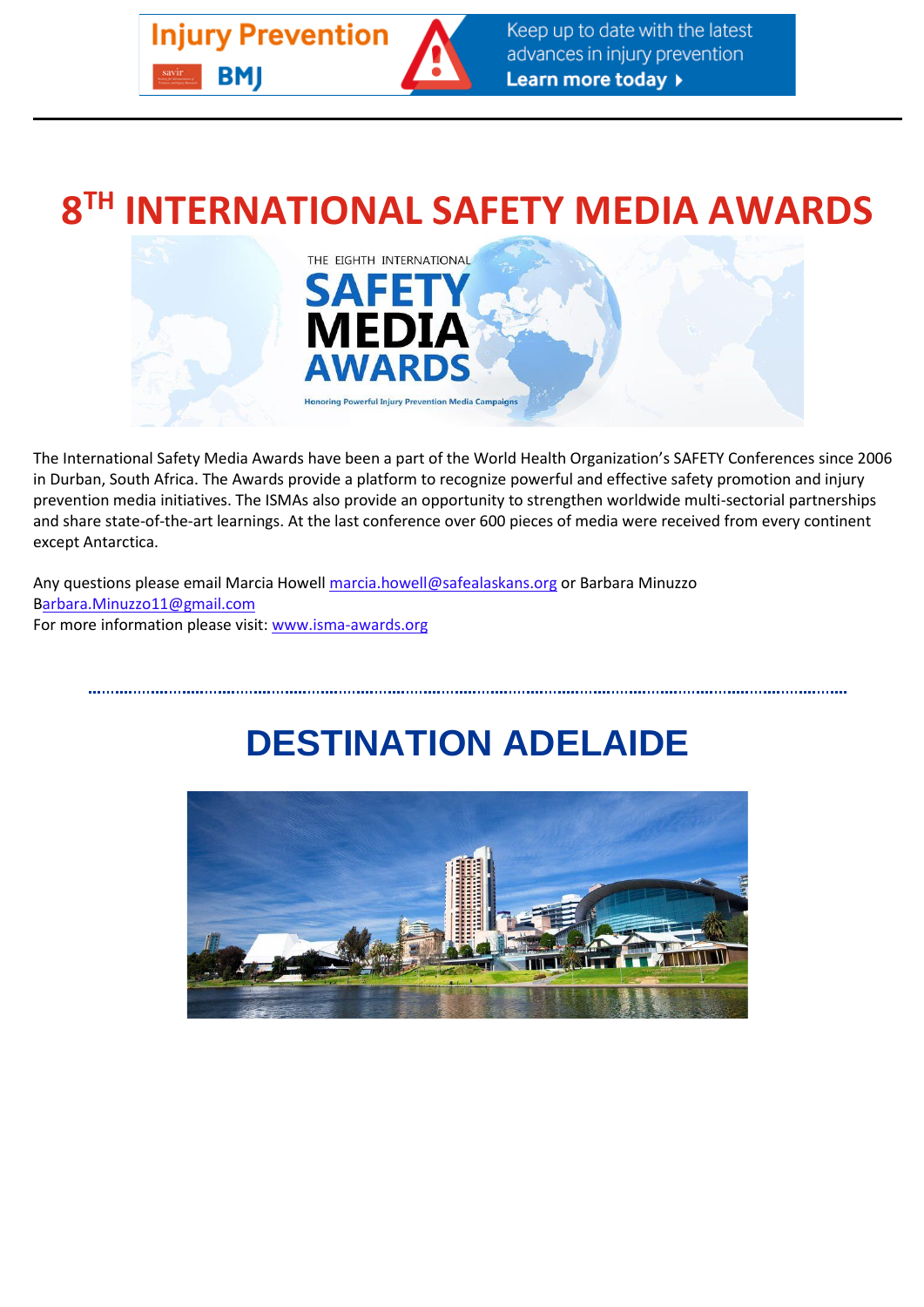# 8[TH] INTERNATIONAL SAFETY MEDIA AWARDS

The International Safety Media Awards have been a part of the World Health Organization's SAFETY Conferences since 2006 in Durban, South Africa. The Awards provide a platform to recognize powerful and effective safety promotion and injury prevention media initiatives. The ISMAs also provide an opportunity to strengthen worldwide multi-sectorial partnerships and share state-of-the-art learnings. At the last conference over 600 pieces of media were received from every continent except Antarctica.

Any questions please email Marcia Howell marcia.howell@safealaskans.org or Barbara Minuzzo Barbara.Minuzzo11@gmail.com
For more information please visit: www.isma-awards.org

# DESTINATION ADELAIDE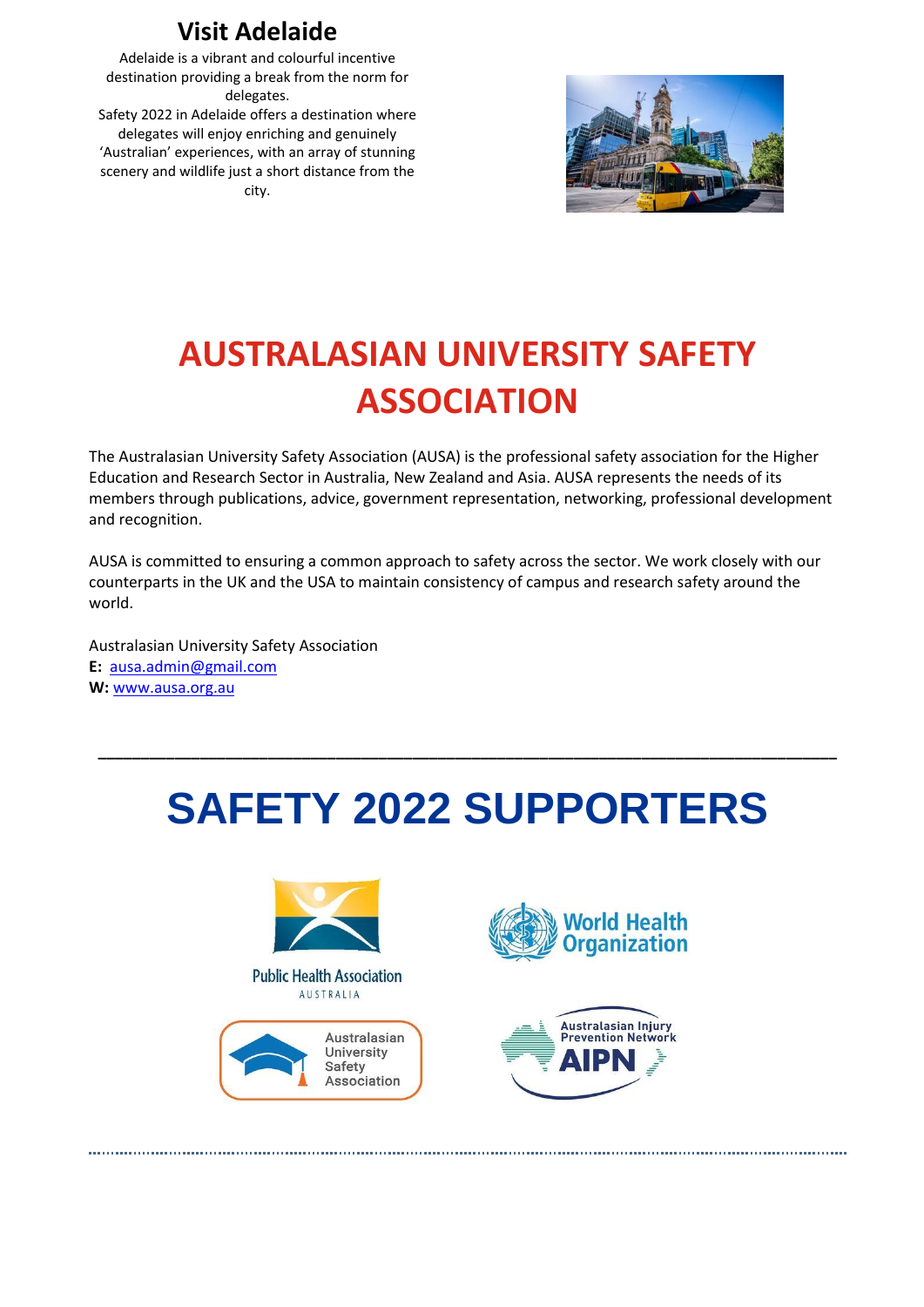## Visit Adelaide

Adelaide is a vibrant and colourful incentive destination providing a break from the norm for delegates.

Safety 2022 in Adelaide offers a destination where delegates will enjoy enriching and genuinely 'Australian' experiences, with an array of stunning scenery and wildlife just a short distance from the city.

# AUSTRALASIAN UNIVERSITY SAFETY ASSOCIATION

The Australasian University Safety Association (AUSA) is the professional safety association for the Higher Education and Research Sector in Australia, New Zealand and Asia. AUSA represents the needs of its members through publications, advice, government representation, networking, professional development and recognition.

AUSA is committed to ensuring a common approach to safety across the sector. We work closely with our counterparts in the UK and the USA to maintain consistency of campus and research safety around the world.

Australasian University Safety Association
**E:** ausa.admin@gmail.com
**W:** www.ausa.org.au

---

# SAFETY 2022 SUPPORTERS

Public Health Association AUSTRALIA

World Health Organization

Australasian University Safety Association

Australasian Injury Prevention Network AIPN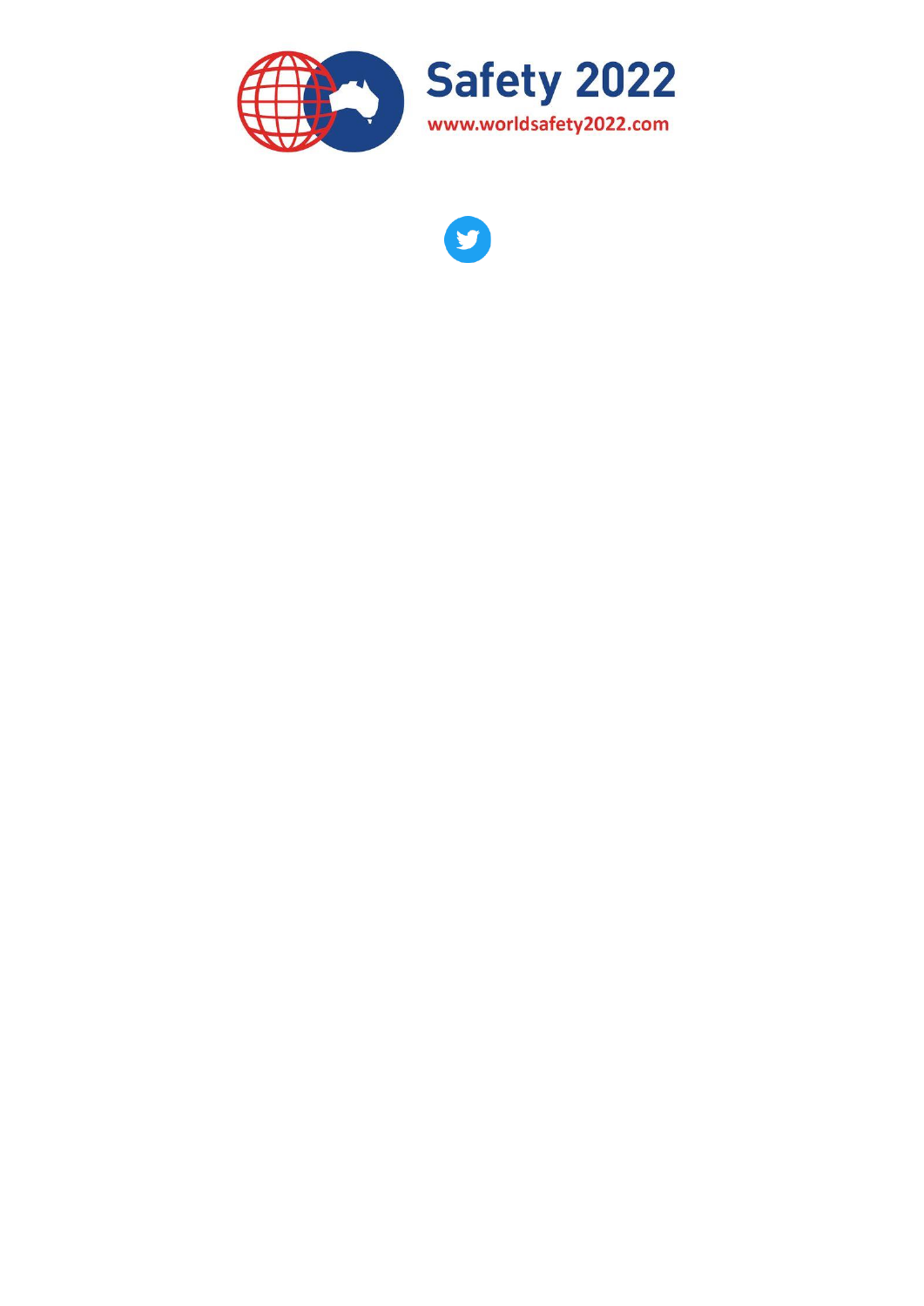Safety 2022

www.worldsafety2022.com